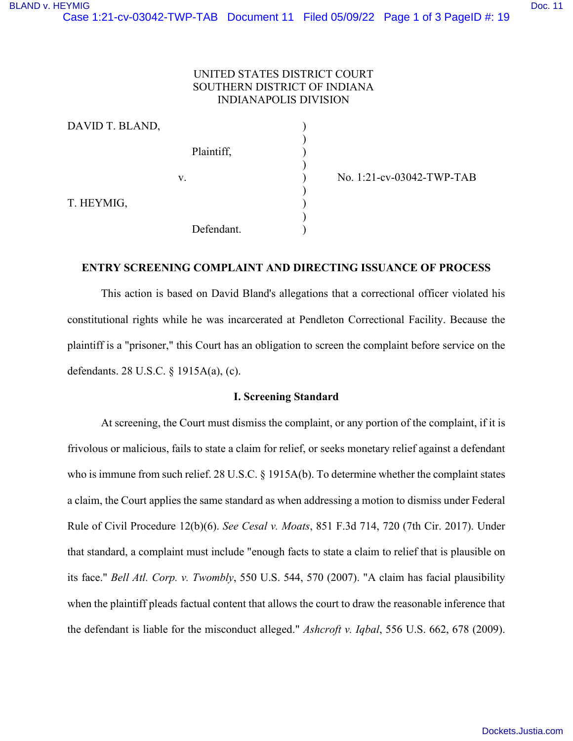UNITED STATES DISTRICT COURT
SOUTHERN DISTRICT OF INDIANA
INDIANAPOLIS DIVISION

| | | |
|---|---|---|
| DAVID T. BLAND, | ) | |
| | ) | |
| Plaintiff, | ) | |
| | ) | |
| v. | ) | No. 1:21-cv-03042-TWP-TAB |
| | ) | |
| T. HEYMIG, | ) | |
| | ) | |
| Defendant. | ) | |

## ENTRY SCREENING COMPLAINT AND DIRECTING ISSUANCE OF PROCESS

This action is based on David Bland's allegations that a correctional officer violated his constitutional rights while he was incarcerated at Pendleton Correctional Facility. Because the plaintiff is a "prisoner," this Court has an obligation to screen the complaint before service on the defendants. 28 U.S.C. § 1915A(a), (c).

### I. Screening Standard

At screening, the Court must dismiss the complaint, or any portion of the complaint, if it is frivolous or malicious, fails to state a claim for relief, or seeks monetary relief against a defendant who is immune from such relief. 28 U.S.C. § 1915A(b). To determine whether the complaint states a claim, the Court applies the same standard as when addressing a motion to dismiss under Federal Rule of Civil Procedure 12(b)(6). *See Cesal v. Moats*, 851 F.3d 714, 720 (7th Cir. 2017). Under that standard, a complaint must include "enough facts to state a claim to relief that is plausible on its face." *Bell Atl. Corp. v. Twombly*, 550 U.S. 544, 570 (2007). "A claim has facial plausibility when the plaintiff pleads factual content that allows the court to draw the reasonable inference that the defendant is liable for the misconduct alleged." *Ashcroft v. Iqbal*, 556 U.S. 662, 678 (2009).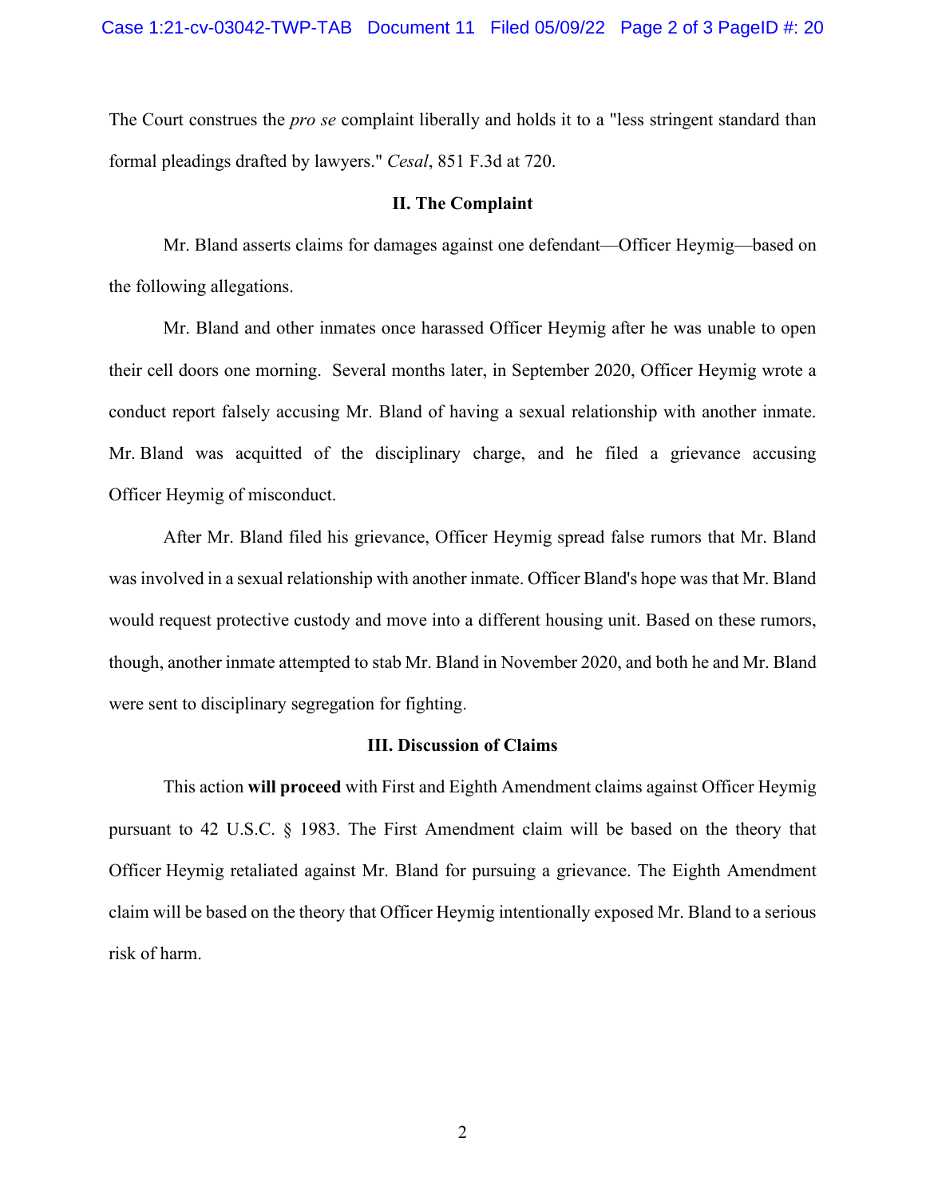The Court construes the *pro se* complaint liberally and holds it to a "less stringent standard than formal pleadings drafted by lawyers." *Cesal*, 851 F.3d at 720.

## II. The Complaint

Mr. Bland asserts claims for damages against one defendant—Officer Heymig—based on the following allegations.

Mr. Bland and other inmates once harassed Officer Heymig after he was unable to open their cell doors one morning. Several months later, in September 2020, Officer Heymig wrote a conduct report falsely accusing Mr. Bland of having a sexual relationship with another inmate. Mr. Bland was acquitted of the disciplinary charge, and he filed a grievance accusing Officer Heymig of misconduct.

After Mr. Bland filed his grievance, Officer Heymig spread false rumors that Mr. Bland was involved in a sexual relationship with another inmate. Officer Bland's hope was that Mr. Bland would request protective custody and move into a different housing unit. Based on these rumors, though, another inmate attempted to stab Mr. Bland in November 2020, and both he and Mr. Bland were sent to disciplinary segregation for fighting.

## III. Discussion of Claims

This action **will proceed** with First and Eighth Amendment claims against Officer Heymig pursuant to 42 U.S.C. § 1983. The First Amendment claim will be based on the theory that Officer Heymig retaliated against Mr. Bland for pursuing a grievance. The Eighth Amendment claim will be based on the theory that Officer Heymig intentionally exposed Mr. Bland to a serious risk of harm.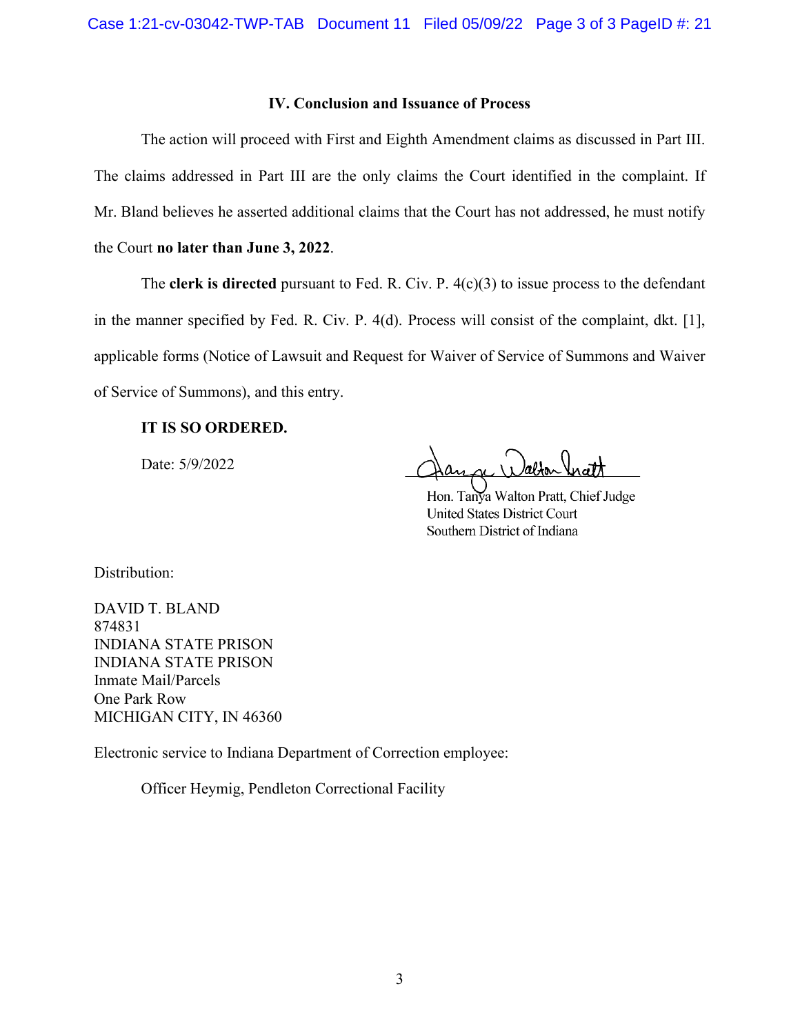### IV. Conclusion and Issuance of Process

The action will proceed with First and Eighth Amendment claims as discussed in Part III. The claims addressed in Part III are the only claims the Court identified in the complaint. If Mr. Bland believes he asserted additional claims that the Court has not addressed, he must notify the Court **no later than June 3, 2022**.

The **clerk is directed** pursuant to Fed. R. Civ. P. 4(c)(3) to issue process to the defendant in the manner specified by Fed. R. Civ. P. 4(d). Process will consist of the complaint, dkt. [1], applicable forms (Notice of Lawsuit and Request for Waiver of Service of Summons and Waiver of Service of Summons), and this entry.

**IT IS SO ORDERED.**

Date: 5/9/2022

Hon. Tanya Walton Pratt, Chief Judge
United States District Court
Southern District of Indiana

Distribution:

DAVID T. BLAND
874831
INDIANA STATE PRISON
INDIANA STATE PRISON
Inmate Mail/Parcels
One Park Row
MICHIGAN CITY, IN 46360

Electronic service to Indiana Department of Correction employee:

Officer Heymig, Pendleton Correctional Facility